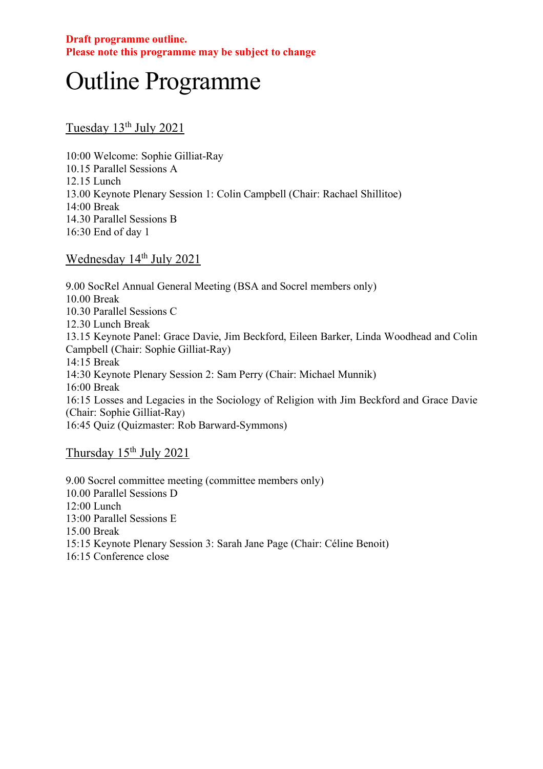**Draft programme outline.**
**Please note this programme may be subject to change**

# Outline Programme

## Tuesday 13th July 2021

10:00 Welcome: Sophie Gilliat-Ray
10.15 Parallel Sessions A
12.15 Lunch
13.00 Keynote Plenary Session 1: Colin Campbell (Chair: Rachael Shillitoe)
14:00 Break
14.30 Parallel Sessions B
16:30 End of day 1

## Wednesday 14th July 2021

9.00 SocRel Annual General Meeting (BSA and Socrel members only)
10.00 Break
10.30 Parallel Sessions C
12.30 Lunch Break
13.15 Keynote Panel: Grace Davie, Jim Beckford, Eileen Barker, Linda Woodhead and Colin Campbell (Chair: Sophie Gilliat-Ray)
14:15 Break
14:30 Keynote Plenary Session 2: Sam Perry (Chair: Michael Munnik)
16:00 Break
16:15 Losses and Legacies in the Sociology of Religion with Jim Beckford and Grace Davie (Chair: Sophie Gilliat-Ray)
16:45 Quiz (Quizmaster: Rob Barward-Symmons)

## Thursday 15th July 2021

9.00 Socrel committee meeting (committee members only)
10.00 Parallel Sessions D
12:00 Lunch
13:00 Parallel Sessions E
15.00 Break
15:15 Keynote Plenary Session 3: Sarah Jane Page (Chair: Céline Benoit)
16:15 Conference close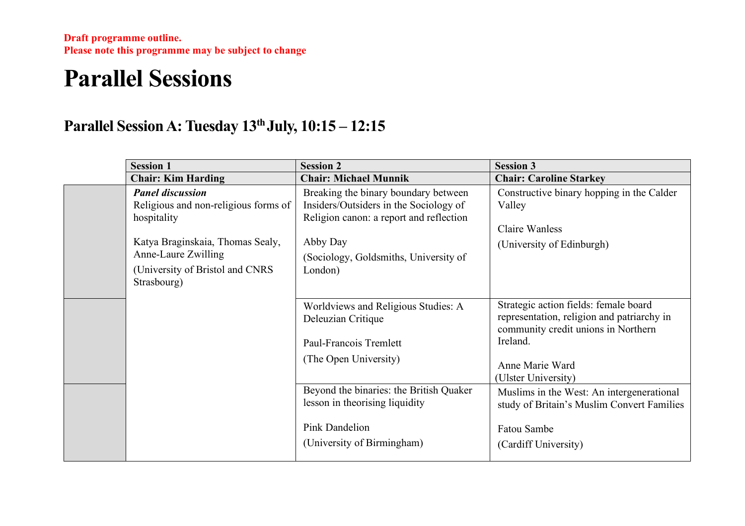**Draft programme outline.**
**Please note this programme may be subject to change**

# Parallel Sessions

## Parallel Session A: Tuesday 13th July, 10:15 – 12:15

| | Session 1 | Session 2 | Session 3 |
|---|---|---|---|
| | **Chair: Kim Harding** | **Chair: Michael Munnik** | **Chair: Caroline Starkey** |
| | ***Panel discussion*** Religious and non-religious forms of hospitality<br><br>Katya Braginskaia, Thomas Sealy, Anne-Laure Zwilling<br>(University of Bristol and CNRS Strasbourg) | Breaking the binary boundary between Insiders/Outsiders in the Sociology of Religion canon: a report and reflection<br><br>Abby Day<br>(Sociology, Goldsmiths, University of London) | Constructive binary hopping in the Calder Valley<br><br>Claire Wanless<br>(University of Edinburgh) |
| | | Worldviews and Religious Studies: A Deleuzian Critique<br><br>Paul-Francois Tremlett<br>(The Open University) | Strategic action fields: female board representation, religion and patriarchy in community credit unions in Northern Ireland.<br><br>Anne Marie Ward<br>(Ulster University) |
| | | Beyond the binaries: the British Quaker lesson in theorising liquidity<br><br>Pink Dandelion<br>(University of Birmingham) | Muslims in the West: An intergenerational study of Britain's Muslim Convert Families<br><br>Fatou Sambe<br>(Cardiff University) |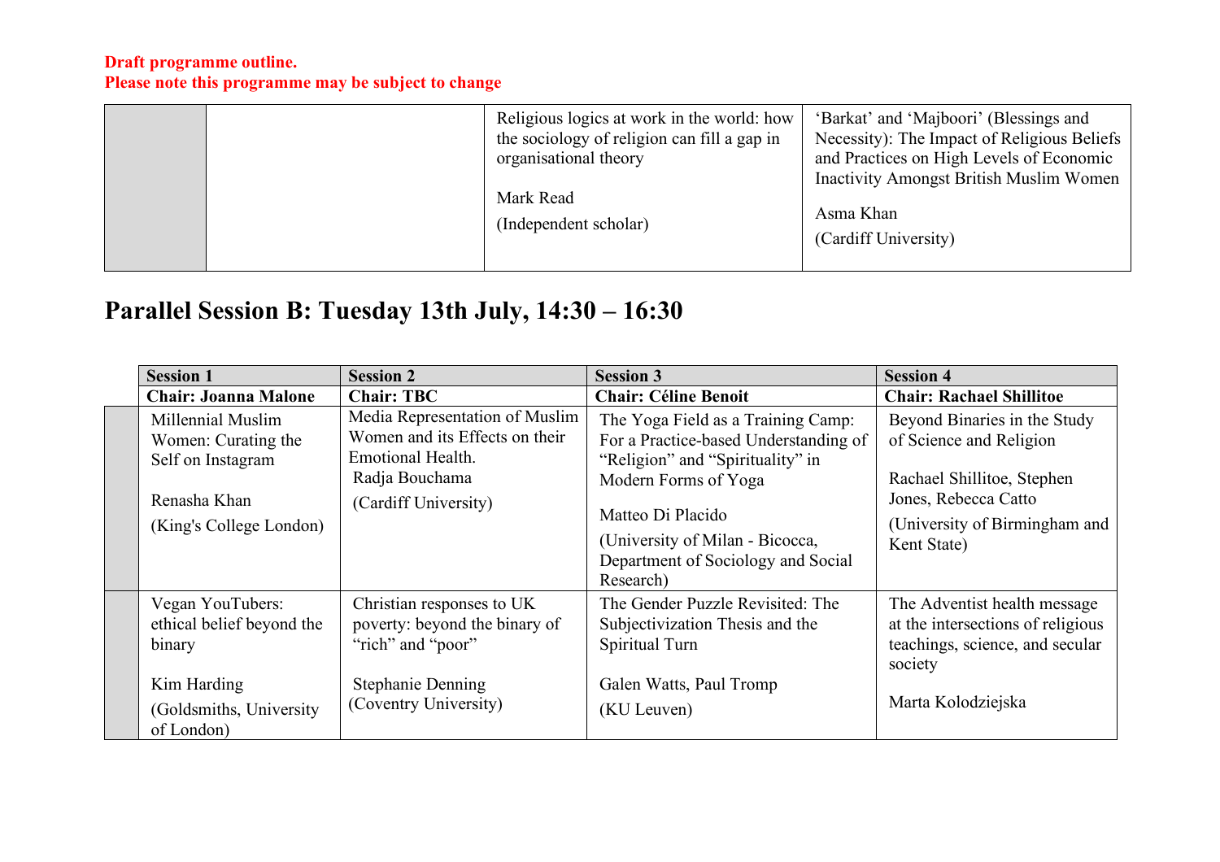**Draft programme outline.**
**Please note this programme may be subject to change**

| | | | |
|---|---|---|---|
| | | Religious logics at work in the world: how the sociology of religion can fill a gap in organisational theory<br><br>Mark Read<br>(Independent scholar) | 'Barkat' and 'Majboori' (Blessings and Necessity): The Impact of Religious Beliefs and Practices on High Levels of Economic Inactivity Amongst British Muslim Women<br><br>Asma Khan<br>(Cardiff University) |

## Parallel Session B: Tuesday 13th July, 14:30 – 16:30

| | Session 1 | Session 2 | Session 3 | Session 4 |
|---|---|---|---|---|
| | **Chair: Joanna Malone** | **Chair: TBC** | **Chair: Céline Benoit** | **Chair: Rachael Shillitoe** |
| | Millennial Muslim Women: Curating the Self on Instagram<br><br>Renasha Khan<br>(King's College London) | Media Representation of Muslim Women and its Effects on their Emotional Health.<br>Radja Bouchama<br>(Cardiff University) | The Yoga Field as a Training Camp: For a Practice-based Understanding of "Religion" and "Spirituality" in Modern Forms of Yoga<br><br>Matteo Di Placido<br>(University of Milan - Bicocca, Department of Sociology and Social Research) | Beyond Binaries in the Study of Science and Religion<br><br>Rachael Shillitoe, Stephen Jones, Rebecca Catto<br>(University of Birmingham and Kent State) |
| | Vegan YouTubers: ethical belief beyond the binary<br><br>Kim Harding<br>(Goldsmiths, University of London) | Christian responses to UK poverty: beyond the binary of "rich" and "poor"<br><br>Stephanie Denning<br>(Coventry University) | The Gender Puzzle Revisited: The Subjectivization Thesis and the Spiritual Turn<br><br>Galen Watts, Paul Tromp<br>(KU Leuven) | The Adventist health message at the intersections of religious teachings, science, and secular society<br><br>Marta Kolodziejska |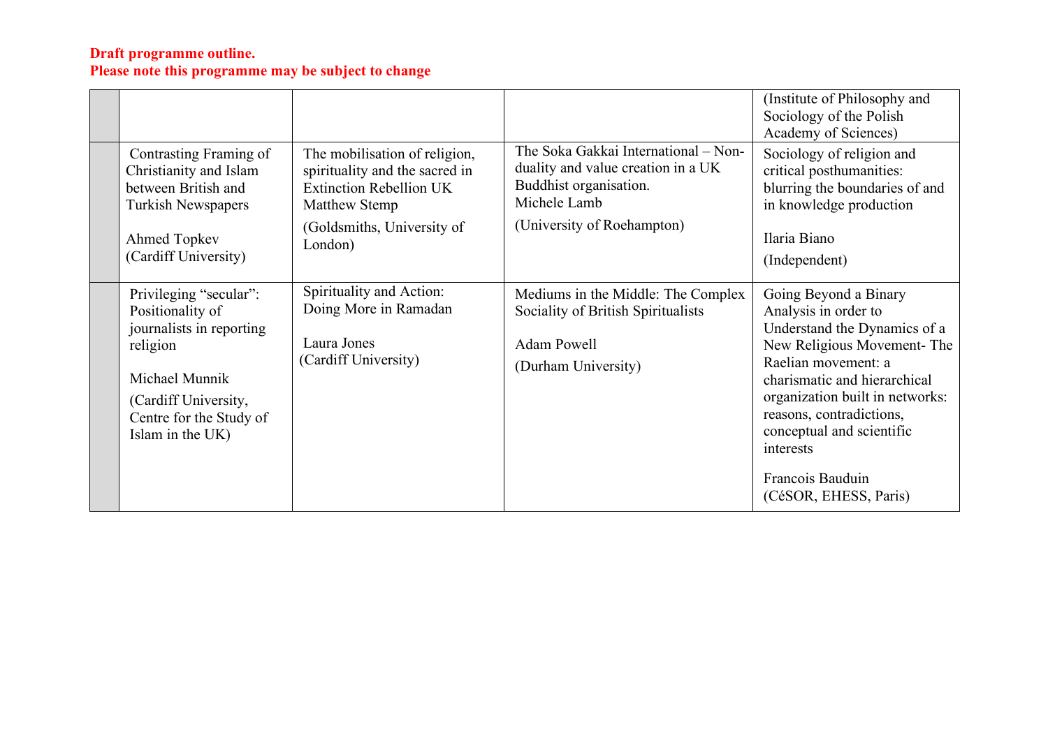**Draft programme outline.**
**Please note this programme may be subject to change**

| | | | | |
|---|---|---|---|---|
| | | | | (Institute of Philosophy and Sociology of the Polish Academy of Sciences) |
| | Contrasting Framing of Christianity and Islam between British and Turkish Newspapers<br><br>Ahmed Topkev (Cardiff University) | The mobilisation of religion, spirituality and the sacred in Extinction Rebellion UK Matthew Stemp<br><br>(Goldsmiths, University of London) | The Soka Gakkai International – Non-duality and value creation in a UK Buddhist organisation. Michele Lamb<br><br>(University of Roehampton) | Sociology of religion and critical posthumanities: blurring the boundaries of and in knowledge production<br><br>Ilaria Biano<br><br>(Independent) |
| | Privileging "secular": Positionality of journalists in reporting religion<br><br>Michael Munnik<br><br>(Cardiff University, Centre for the Study of Islam in the UK) | Spirituality and Action: Doing More in Ramadan<br><br>Laura Jones (Cardiff University) | Mediums in the Middle: The Complex Sociality of British Spiritualists<br><br>Adam Powell<br><br>(Durham University) | Going Beyond a Binary Analysis in order to Understand the Dynamics of a New Religious Movement- The Raelian movement: a charismatic and hierarchical organization built in networks: reasons, contradictions, conceptual and scientific interests<br><br>Francois Bauduin (CéSOR, EHESS, Paris) |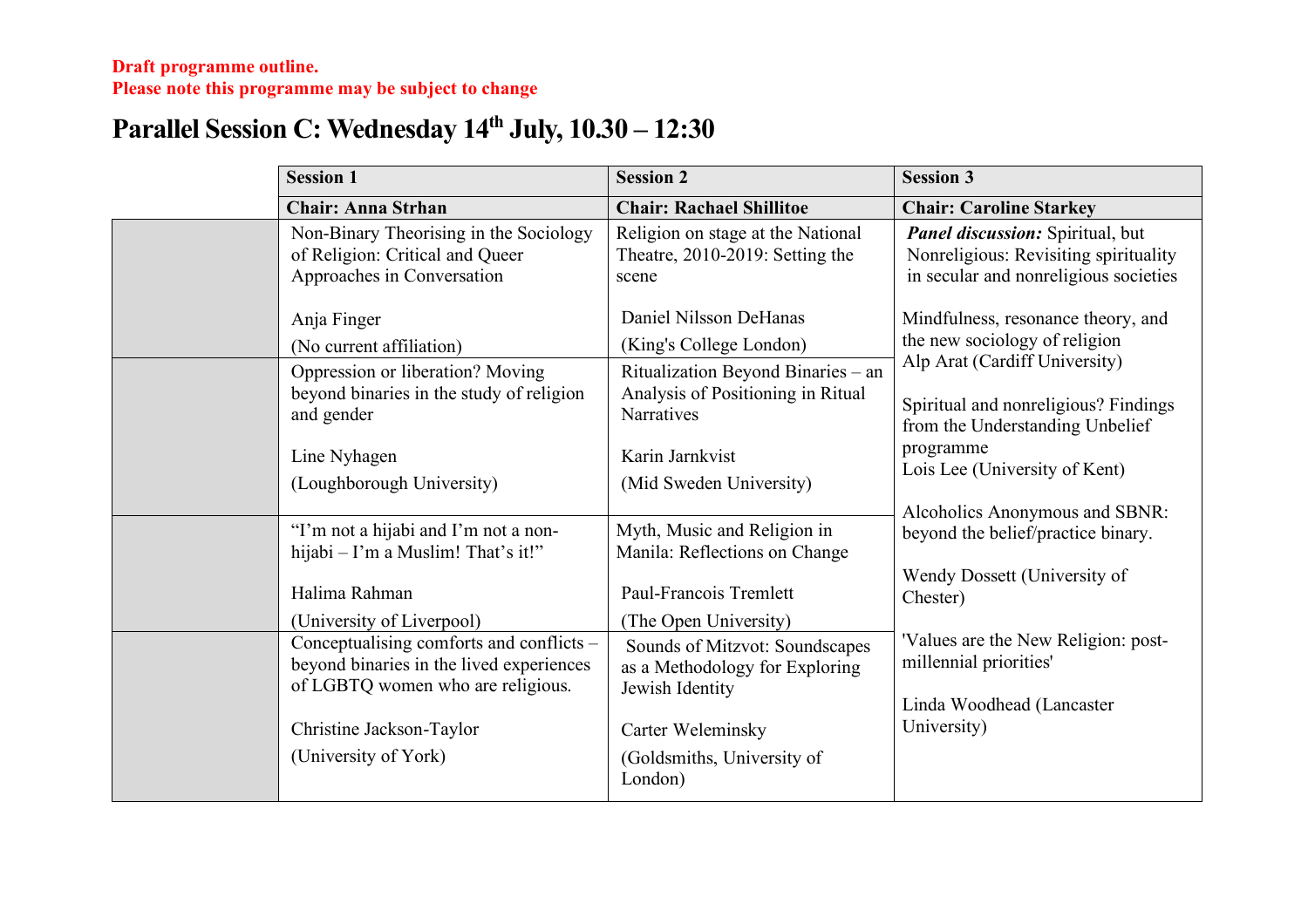**Draft programme outline.**
**Please note this programme may be subject to change**

# Parallel Session C: Wednesday 14th July, 10.30 – 12:30

| | Session 1 | Session 2 | Session 3 |
|---|---|---|---|
| | **Chair: Anna Strhan** | **Chair: Rachael Shillitoe** | **Chair: Caroline Starkey** |
| | Non-Binary Theorising in the Sociology of Religion: Critical and Queer Approaches in Conversation<br><br>Anja Finger<br>(No current affiliation) | Religion on stage at the National Theatre, 2010-2019: Setting the scene<br><br>Daniel Nilsson DeHanas<br>(King's College London) | ***Panel discussion:*** Spiritual, but Nonreligious: Revisiting spirituality in secular and nonreligious societies<br><br>Mindfulness, resonance theory, and the new sociology of religion<br>Alp Arat (Cardiff University)<br><br>Spiritual and nonreligious? Findings from the Understanding Unbelief programme<br>Lois Lee (University of Kent)<br><br>Alcoholics Anonymous and SBNR: beyond the belief/practice binary.<br><br>Wendy Dossett (University of Chester)<br><br>'Values are the New Religion: post-millennial priorities'<br><br>Linda Woodhead (Lancaster University) |
| | Oppression or liberation? Moving beyond binaries in the study of religion and gender<br><br>Line Nyhagen<br>(Loughborough University) | Ritualization Beyond Binaries – an Analysis of Positioning in Ritual Narratives<br><br>Karin Jarnkvist<br>(Mid Sweden University) | |
| | "I'm not a hijabi and I'm not a non-hijabi – I'm a Muslim! That's it!"<br><br>Halima Rahman<br>(University of Liverpool) | Myth, Music and Religion in Manila: Reflections on Change<br><br>Paul-Francois Tremlett<br>(The Open University) | |
| | Conceptualising comforts and conflicts – beyond binaries in the lived experiences of LGBTQ women who are religious.<br><br>Christine Jackson-Taylor<br>(University of York) | Sounds of Mitzvot: Soundscapes as a Methodology for Exploring Jewish Identity<br><br>Carter Weleminsky<br>(Goldsmiths, University of London) | |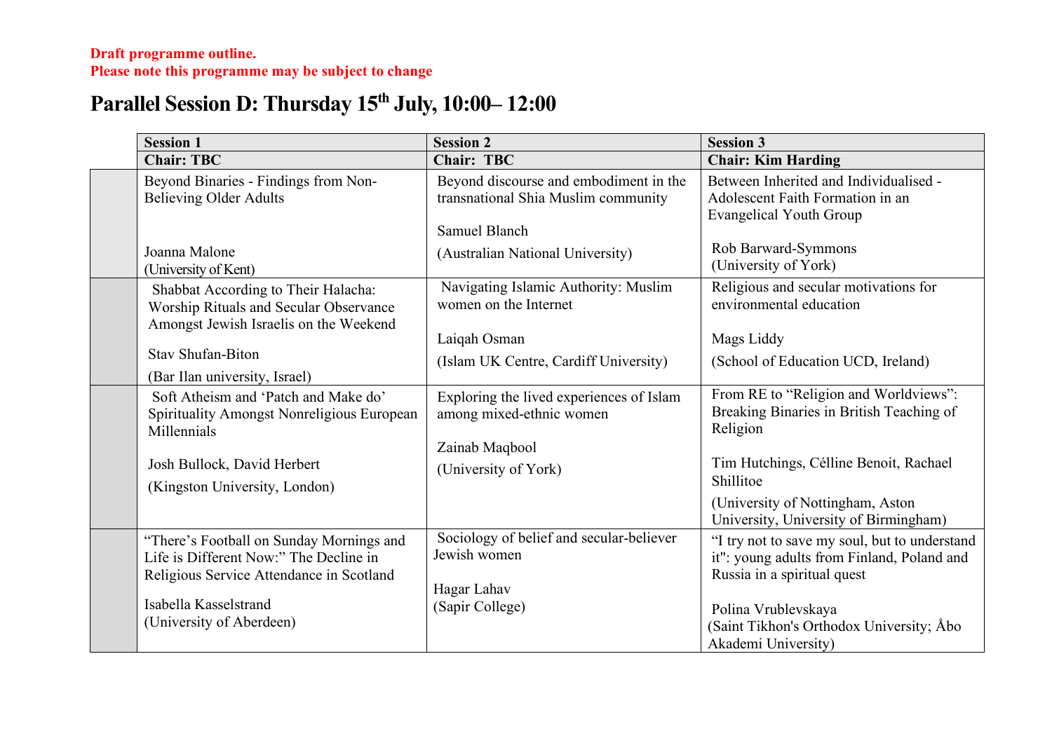**Draft programme outline.**
**Please note this programme may be subject to change**

# Parallel Session D: Thursday 15th July, 10:00– 12:00

| | Session 1 | Session 2 | Session 3 |
|---|---|---|---|
| | **Chair: TBC** | **Chair: TBC** | **Chair: Kim Harding** |
| | Beyond Binaries - Findings from Non-Believing Older Adults<br><br>Joanna Malone<br>(University of Kent) | Beyond discourse and embodiment in the transnational Shia Muslim community<br><br>Samuel Blanch<br>(Australian National University) | Between Inherited and Individualised - Adolescent Faith Formation in an Evangelical Youth Group<br><br>Rob Barward-Symmons<br>(University of York) |
| | Shabbat According to Their Halacha: Worship Rituals and Secular Observance Amongst Jewish Israelis on the Weekend<br><br>Stav Shufan-Biton<br>(Bar Ilan university, Israel) | Navigating Islamic Authority: Muslim women on the Internet<br><br>Laiqah Osman<br>(Islam UK Centre, Cardiff University) | Religious and secular motivations for environmental education<br><br>Mags Liddy<br>(School of Education UCD, Ireland) |
| | Soft Atheism and 'Patch and Make do' Spirituality Amongst Nonreligious European Millennials<br><br>Josh Bullock, David Herbert<br>(Kingston University, London) | Exploring the lived experiences of Islam among mixed-ethnic women<br><br>Zainab Maqbool<br>(University of York) | From RE to "Religion and Worldviews": Breaking Binaries in British Teaching of Religion<br><br>Tim Hutchings, Céline Benoit, Rachael Shillitoe<br>(University of Nottingham, Aston University, University of Birmingham) |
| | "There's Football on Sunday Mornings and Life is Different Now:" The Decline in Religious Service Attendance in Scotland<br><br>Isabella Kasselstrand<br>(University of Aberdeen) | Sociology of belief and secular-believer Jewish women<br><br>Hagar Lahav<br>(Sapir College) | "I try not to save my soul, but to understand it": young adults from Finland, Poland and Russia in a spiritual quest<br><br>Polina Vrublevskaya<br>(Saint Tikhon's Orthodox University; Åbo Akademi University) |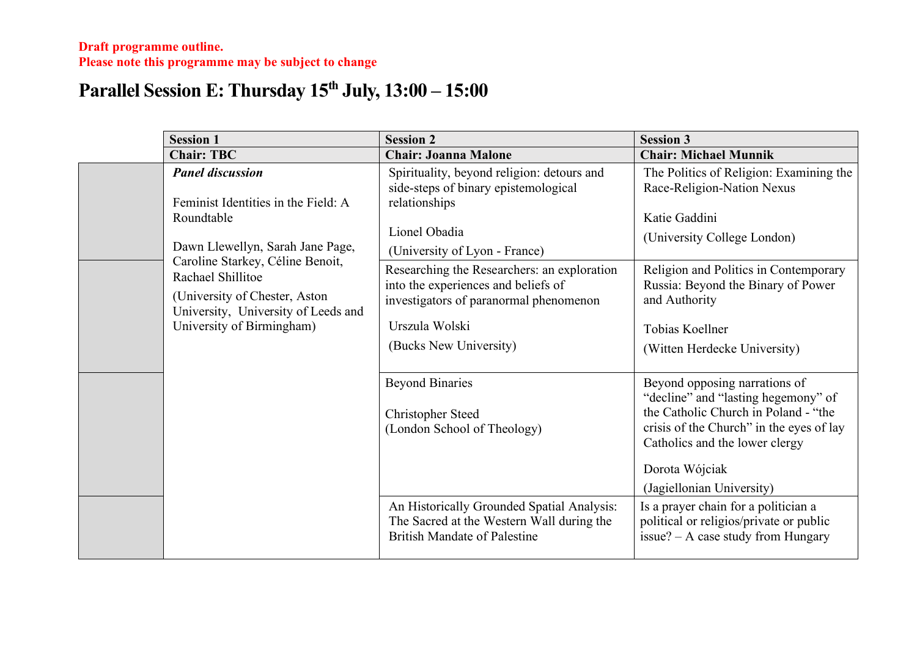**Draft programme outline.**
**Please note this programme may be subject to change**

# Parallel Session E: Thursday 15th July, 13:00 – 15:00

| | Session 1 | Session 2 | Session 3 |
|---|---|---|---|
| | **Chair: TBC** | **Chair: Joanna Malone** | **Chair: Michael Munnik** |
| | ***Panel discussion*** Feminist Identities in the Field: A Roundtable Dawn Llewellyn, Sarah Jane Page, Caroline Starkey, Céline Benoit, Rachael Shillitoe (University of Chester, Aston University, University of Leeds and University of Birmingham) | Spirituality, beyond religion: detours and side-steps of binary epistemological relationships Lionel Obadia (University of Lyon - France) | The Politics of Religion: Examining the Race-Religion-Nation Nexus Katie Gaddini (University College London) |
| | | Researching the Researchers: an exploration into the experiences and beliefs of investigators of paranormal phenomenon Urszula Wolski (Bucks New University) | Religion and Politics in Contemporary Russia: Beyond the Binary of Power and Authority Tobias Koellner (Witten Herdecke University) |
| | | Beyond Binaries Christopher Steed (London School of Theology) | Beyond opposing narrations of “decline” and “lasting hegemony” of the Catholic Church in Poland - “the crisis of the Church” in the eyes of lay Catholics and the lower clergy Dorota Wójciak (Jagiellonian University) |
| | | An Historically Grounded Spatial Analysis: The Sacred at the Western Wall during the British Mandate of Palestine | Is a prayer chain for a politician a political or religios/private or public issue? – A case study from Hungary |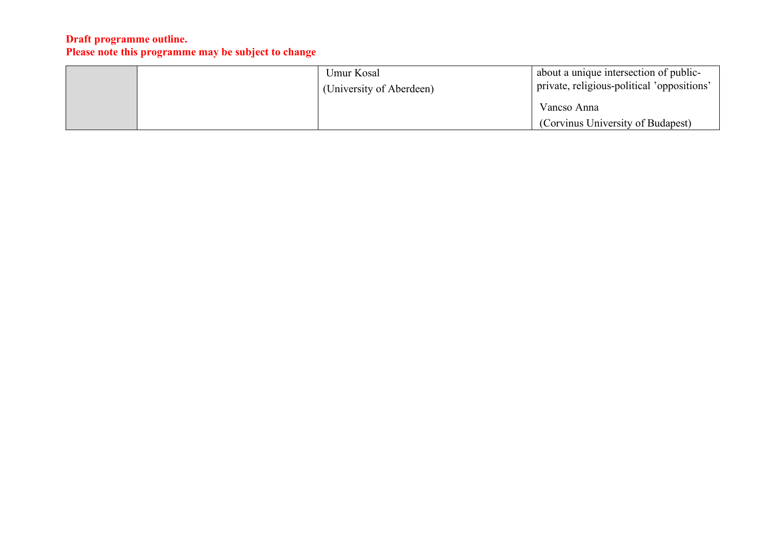**Draft programme outline.**
**Please note this programme may be subject to change**

| | | | |
|---|---|---|---|
| | | Umur Kosal<br>(University of Aberdeen) | about a unique intersection of public-private, religious-political 'oppositions'<br>Vancso Anna<br>(Corvinus University of Budapest) |